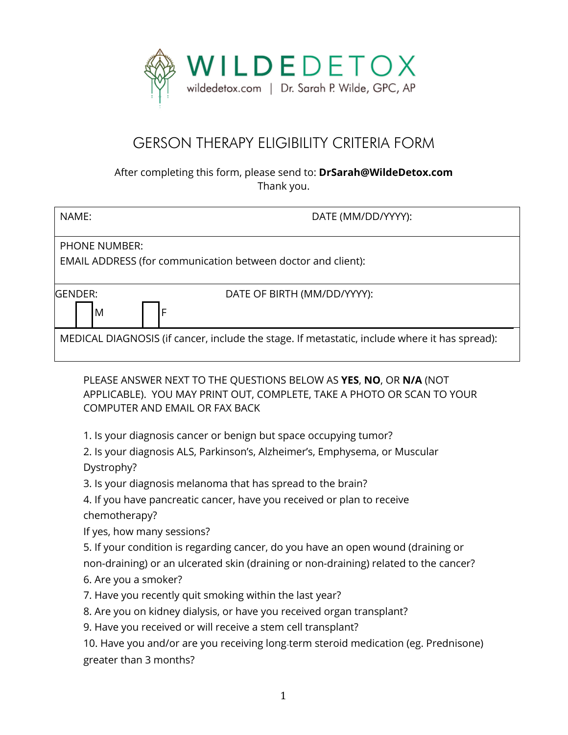# WILDEDETOX

wildedetox.com | Dr. Sarah P. Wilde, GPC, AP

## GERSON THERAPY ELIGIBILITY CRITERIA FORM

After completing this form, please send to: **DrSarah@WildeDetox.com**
Thank you.

| NAME: | DATE (MM/DD/YYYY): |
|---|---|
| PHONE NUMBER:<br>EMAIL ADDRESS (for communication between doctor and client): | |
| GENDER:<br>☐ M ☐ F | DATE OF BIRTH (MM/DD/YYYY): |
| MEDICAL DIAGNOSIS (if cancer, include the stage. If metastatic, include where it has spread): | |

PLEASE ANSWER NEXT TO THE QUESTIONS BELOW AS **YES**, **NO**, OR **N/A** (NOT APPLICABLE). YOU MAY PRINT OUT, COMPLETE, TAKE A PHOTO OR SCAN TO YOUR COMPUTER AND EMAIL OR FAX BACK

1. Is your diagnosis cancer or benign but space occupying tumor?
2. Is your diagnosis ALS, Parkinson's, Alzheimer's, Emphysema, or Muscular Dystrophy?
3. Is your diagnosis melanoma that has spread to the brain?
4. If you have pancreatic cancer, have you received or plan to receive chemotherapy?
   If yes, how many sessions?
5. If your condition is regarding cancer, do you have an open wound (draining or non-draining) or an ulcerated skin (draining or non-draining) related to the cancer?
6. Are you a smoker?
7. Have you recently quit smoking within the last year?
8. Are you on kidney dialysis, or have you received organ transplant?
9. Have you received or will receive a stem cell transplant?
10. Have you and/or are you receiving long-term steroid medication (eg. Prednisone) greater than 3 months?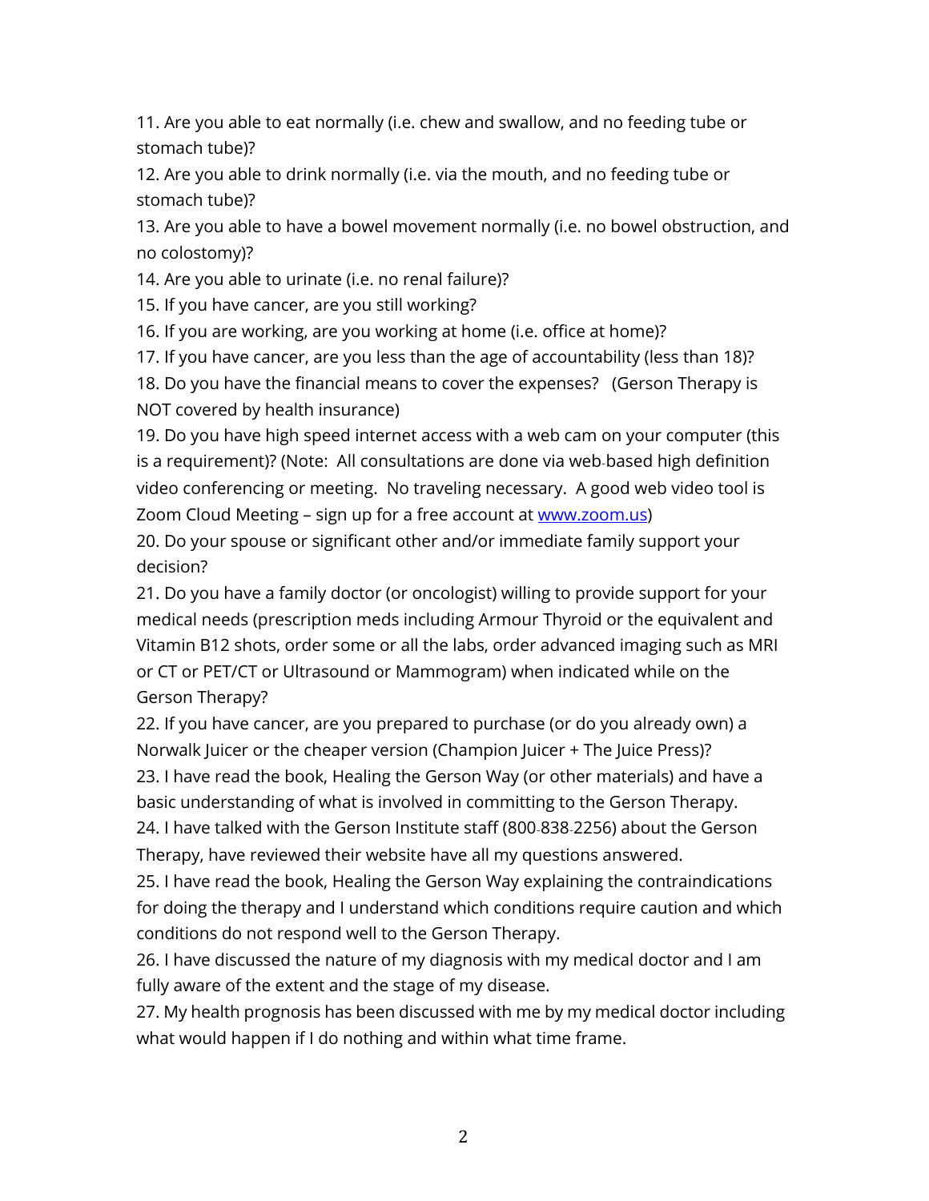11. Are you able to eat normally (i.e. chew and swallow, and no feeding tube or stomach tube)?
12. Are you able to drink normally (i.e. via the mouth, and no feeding tube or stomach tube)?
13. Are you able to have a bowel movement normally (i.e. no bowel obstruction, and no colostomy)?
14. Are you able to urinate (i.e. no renal failure)?
15. If you have cancer, are you still working?
16. If you are working, are you working at home (i.e. office at home)?
17. If you have cancer, are you less than the age of accountability (less than 18)?
18. Do you have the financial means to cover the expenses? (Gerson Therapy is NOT covered by health insurance)
19. Do you have high speed internet access with a web cam on your computer (this is a requirement)? (Note: All consultations are done via web-based high definition video conferencing or meeting. No traveling necessary. A good web video tool is Zoom Cloud Meeting – sign up for a free account at [www.zoom.us](http://www.zoom.us))
20. Do your spouse or significant other and/or immediate family support your decision?
21. Do you have a family doctor (or oncologist) willing to provide support for your medical needs (prescription meds including Armour Thyroid or the equivalent and Vitamin B12 shots, order some or all the labs, order advanced imaging such as MRI or CT or PET/CT or Ultrasound or Mammogram) when indicated while on the Gerson Therapy?
22. If you have cancer, are you prepared to purchase (or do you already own) a Norwalk Juicer or the cheaper version (Champion Juicer + The Juice Press)?
23. I have read the book, Healing the Gerson Way (or other materials) and have a basic understanding of what is involved in committing to the Gerson Therapy.
24. I have talked with the Gerson Institute staff (800-838-2256) about the Gerson Therapy, have reviewed their website have all my questions answered.
25. I have read the book, Healing the Gerson Way explaining the contraindications for doing the therapy and I understand which conditions require caution and which conditions do not respond well to the Gerson Therapy.
26. I have discussed the nature of my diagnosis with my medical doctor and I am fully aware of the extent and the stage of my disease.
27. My health prognosis has been discussed with me by my medical doctor including what would happen if I do nothing and within what time frame.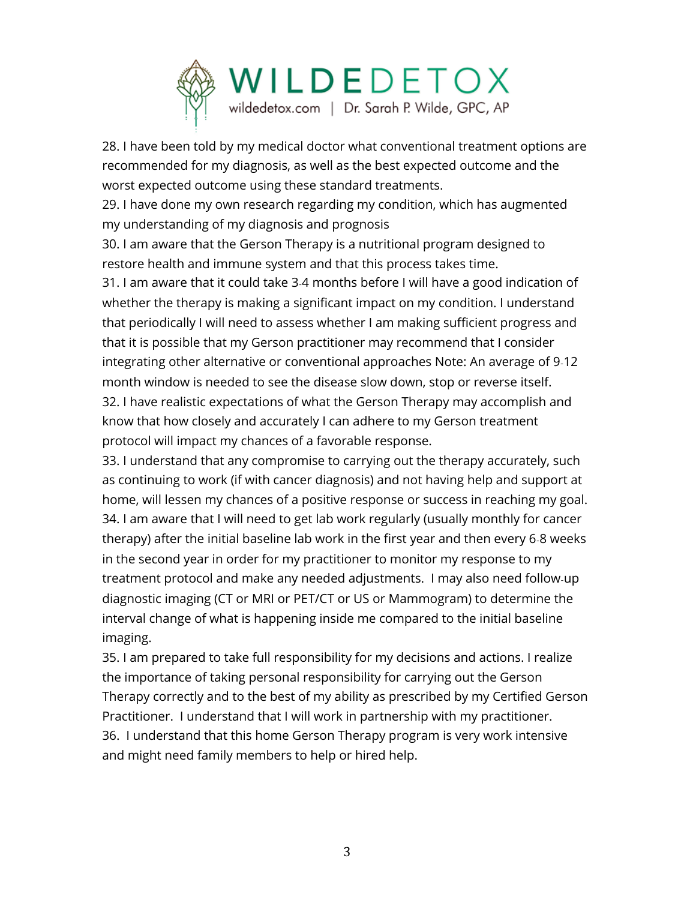28. I have been told by my medical doctor what conventional treatment options are recommended for my diagnosis, as well as the best expected outcome and the worst expected outcome using these standard treatments.

29. I have done my own research regarding my condition, which has augmented my understanding of my diagnosis and prognosis

30. I am aware that the Gerson Therapy is a nutritional program designed to restore health and immune system and that this process takes time.

31. I am aware that it could take 3-4 months before I will have a good indication of whether the therapy is making a significant impact on my condition. I understand that periodically I will need to assess whether I am making sufficient progress and that it is possible that my Gerson practitioner may recommend that I consider integrating other alternative or conventional approaches Note: An average of 9-12 month window is needed to see the disease slow down, stop or reverse itself.

32. I have realistic expectations of what the Gerson Therapy may accomplish and know that how closely and accurately I can adhere to my Gerson treatment protocol will impact my chances of a favorable response.

33. I understand that any compromise to carrying out the therapy accurately, such as continuing to work (if with cancer diagnosis) and not having help and support at home, will lessen my chances of a positive response or success in reaching my goal.

34. I am aware that I will need to get lab work regularly (usually monthly for cancer therapy) after the initial baseline lab work in the first year and then every 6-8 weeks in the second year in order for my practitioner to monitor my response to my treatment protocol and make any needed adjustments. I may also need follow-up diagnostic imaging (CT or MRI or PET/CT or US or Mammogram) to determine the interval change of what is happening inside me compared to the initial baseline imaging.

35. I am prepared to take full responsibility for my decisions and actions. I realize the importance of taking personal responsibility for carrying out the Gerson Therapy correctly and to the best of my ability as prescribed by my Certified Gerson Practitioner. I understand that I will work in partnership with my practitioner.

36. I understand that this home Gerson Therapy program is very work intensive and might need family members to help or hired help.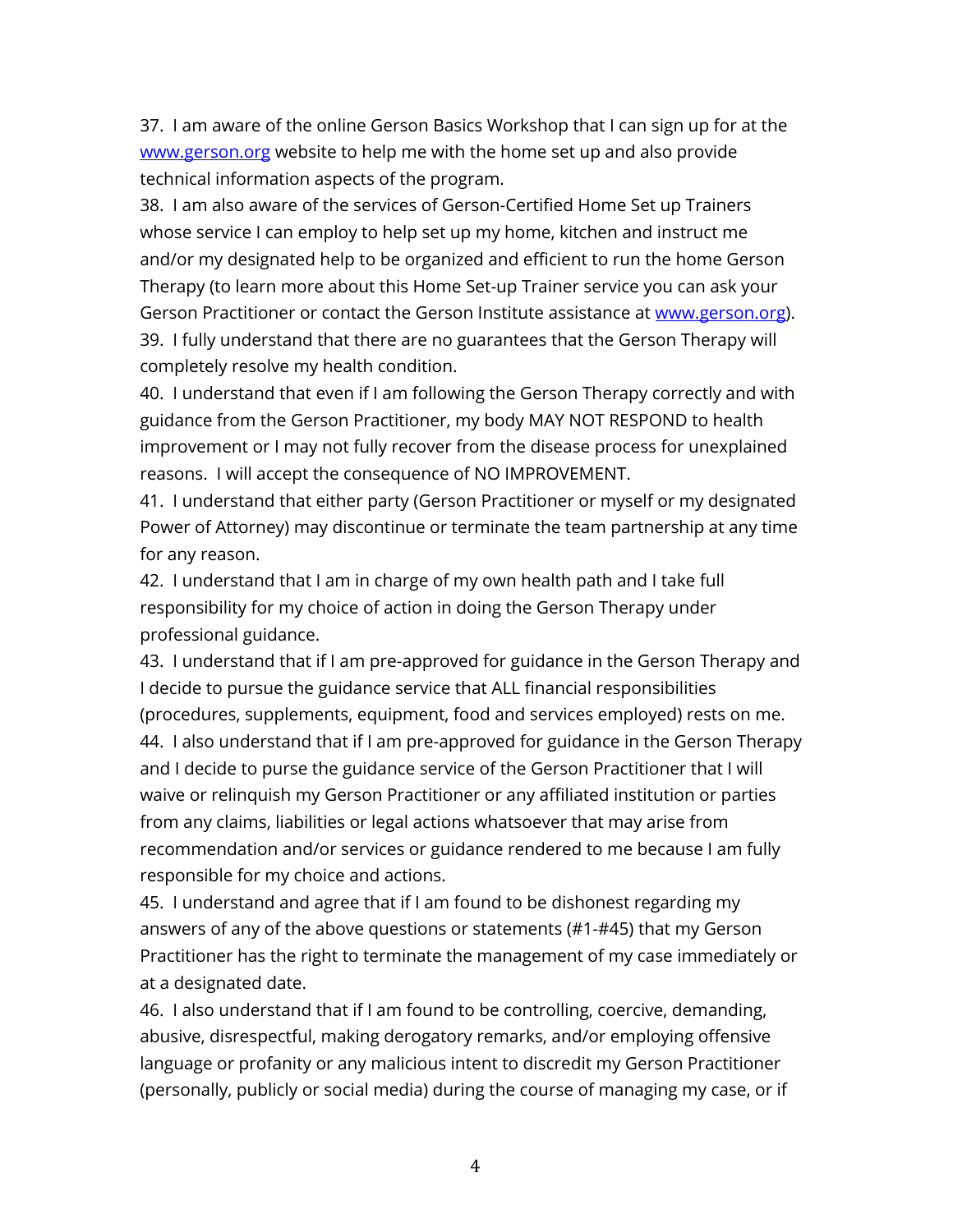37. I am aware of the online Gerson Basics Workshop that I can sign up for at the www.gerson.org website to help me with the home set up and also provide technical information aspects of the program.

38. I am also aware of the services of Gerson-Certified Home Set up Trainers whose service I can employ to help set up my home, kitchen and instruct me and/or my designated help to be organized and efficient to run the home Gerson Therapy (to learn more about this Home Set-up Trainer service you can ask your Gerson Practitioner or contact the Gerson Institute assistance at www.gerson.org).

39. I fully understand that there are no guarantees that the Gerson Therapy will completely resolve my health condition.

40. I understand that even if I am following the Gerson Therapy correctly and with guidance from the Gerson Practitioner, my body MAY NOT RESPOND to health improvement or I may not fully recover from the disease process for unexplained reasons. I will accept the consequence of NO IMPROVEMENT.

41. I understand that either party (Gerson Practitioner or myself or my designated Power of Attorney) may discontinue or terminate the team partnership at any time for any reason.

42. I understand that I am in charge of my own health path and I take full responsibility for my choice of action in doing the Gerson Therapy under professional guidance.

43. I understand that if I am pre-approved for guidance in the Gerson Therapy and I decide to pursue the guidance service that ALL financial responsibilities (procedures, supplements, equipment, food and services employed) rests on me.

44. I also understand that if I am pre-approved for guidance in the Gerson Therapy and I decide to purse the guidance service of the Gerson Practitioner that I will waive or relinquish my Gerson Practitioner or any affiliated institution or parties from any claims, liabilities or legal actions whatsoever that may arise from recommendation and/or services or guidance rendered to me because I am fully responsible for my choice and actions.

45. I understand and agree that if I am found to be dishonest regarding my answers of any of the above questions or statements (#1-#45) that my Gerson Practitioner has the right to terminate the management of my case immediately or at a designated date.

46. I also understand that if I am found to be controlling, coercive, demanding, abusive, disrespectful, making derogatory remarks, and/or employing offensive language or profanity or any malicious intent to discredit my Gerson Practitioner (personally, publicly or social media) during the course of managing my case, or if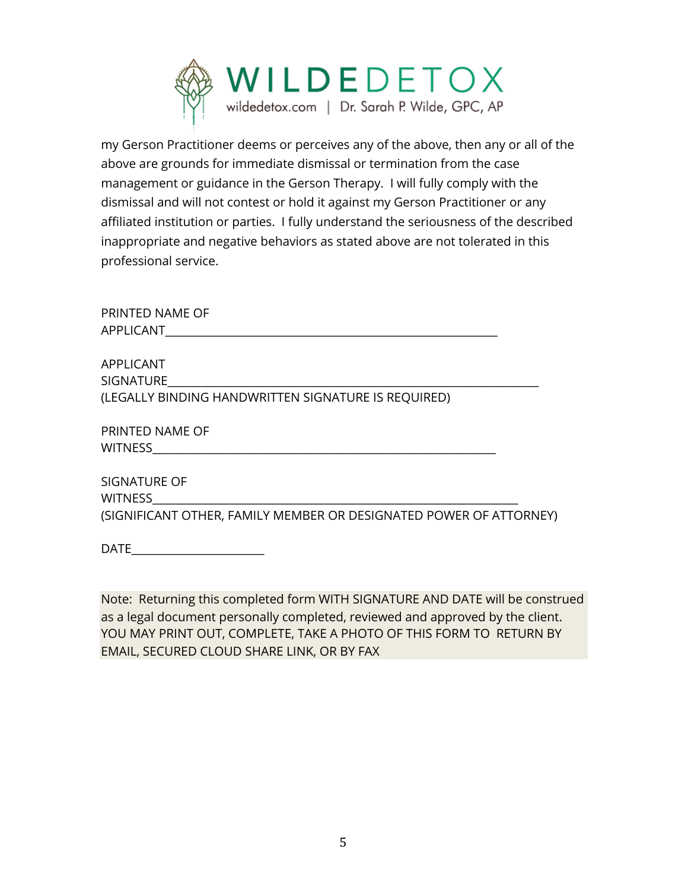my Gerson Practitioner deems or perceives any of the above, then any or all of the above are grounds for immediate dismissal or termination from the case management or guidance in the Gerson Therapy. I will fully comply with the dismissal and will not contest or hold it against my Gerson Practitioner or any affiliated institution or parties. I fully understand the seriousness of the described inappropriate and negative behaviors as stated above are not tolerated in this professional service.

PRINTED NAME OF APPLICANT_______________________________________________________

APPLICANT SIGNATURE______________________________________________________________
(LEGALLY BINDING HANDWRITTEN SIGNATURE IS REQUIRED)

PRINTED NAME OF WITNESS_________________________________________________________

SIGNATURE OF WITNESS____________________________________________________________
(SIGNIFICANT OTHER, FAMILY MEMBER OR DESIGNATED POWER OF ATTORNEY)

DATE______________________

Note: Returning this completed form WITH SIGNATURE AND DATE will be construed as a legal document personally completed, reviewed and approved by the client. YOU MAY PRINT OUT, COMPLETE, TAKE A PHOTO OF THIS FORM TO RETURN BY EMAIL, SECURED CLOUD SHARE LINK, OR BY FAX